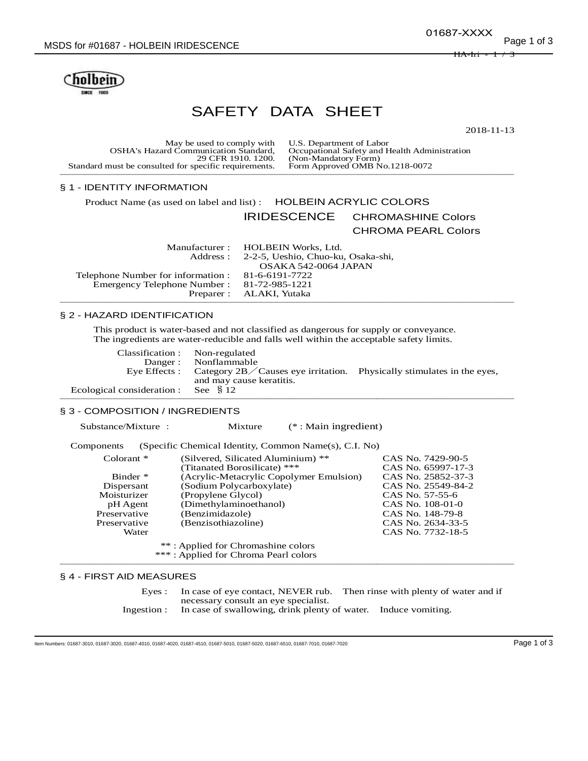# SAFETY DATA SHEET

2018-11-13

| May be used to comply with OSHA's Hazard Communication Standard, 29 CFR 1910. 1200. Standard must be consulted for specific requirements. | U.S. Department of Labor Occupational Safety and Health Administration (Non-Mandatory Form) Form Approved OMB No.1218-0072 |
|---|---|

## § 1 - IDENTITY INFORMATION

Product Name (as used on label and list) : HOLBEIN ACRYLIC COLORS

IRIDESCENCE CHROMASHINE Colors
CHROMA PEARL Colors

Manufacturer : HOLBEIN Works, Ltd.
Address : 2-2-5, Ueshio, Chuo-ku, Osaka-shi, OSAKA 542-0064 JAPAN
Telephone Number for information : 81-6-6191-7722
Emergency Telephone Number : 81-72-985-1221
Preparer : ALAKI, Yutaka

## § 2 - HAZARD IDENTIFICATION

This product is water-based and not classified as dangerous for supply or conveyance.
The ingredients are water-reducible and falls well within the acceptable safety limits.

Classification : Non-regulated
Danger : Nonflammable
Eye Effects : Category 2B／Causes eye irritation. Physically stimulates in the eyes, and may cause keratitis.
Ecological consideration : See §12

## § 3 - COMPOSITION / INGREDIENTS

Substance/Mixture : Mixture (* : Main ingredient)

| Components | (Specific Chemical Identity, Common Name(s), C.I. No) | |
|---|---|---|
| Colorant * | (Silvered, Silicated Aluminium) ** | CAS No. 7429-90-5 |
| | (Titanated Borosilicate) *** | CAS No. 65997-17-3 |
| Binder * | (Acrylic-Metacrylic Copolymer Emulsion) | CAS No. 25852-37-3 |
| Dispersant | (Sodium Polycarboxylate) | CAS No. 25549-84-2 |
| Moisturizer | (Propylene Glycol) | CAS No. 57-55-6 |
| pH Agent | (Dimethylaminoethanol) | CAS No. 108-01-0 |
| Preservative | (Benzimidazole) | CAS No. 148-79-8 |
| Preservative | (Benzisothiazoline) | CAS No. 2634-33-5 |
| Water | | CAS No. 7732-18-5 |

** : Applied for Chromashine colors
*** : Applied for Chroma Pearl colors

## § 4 - FIRST AID MEASURES

Eyes : In case of eye contact, NEVER rub. Then rinse with plenty of water and if necessary consult an eye specialist.
Ingestion : In case of swallowing, drink plenty of water. Induce vomiting.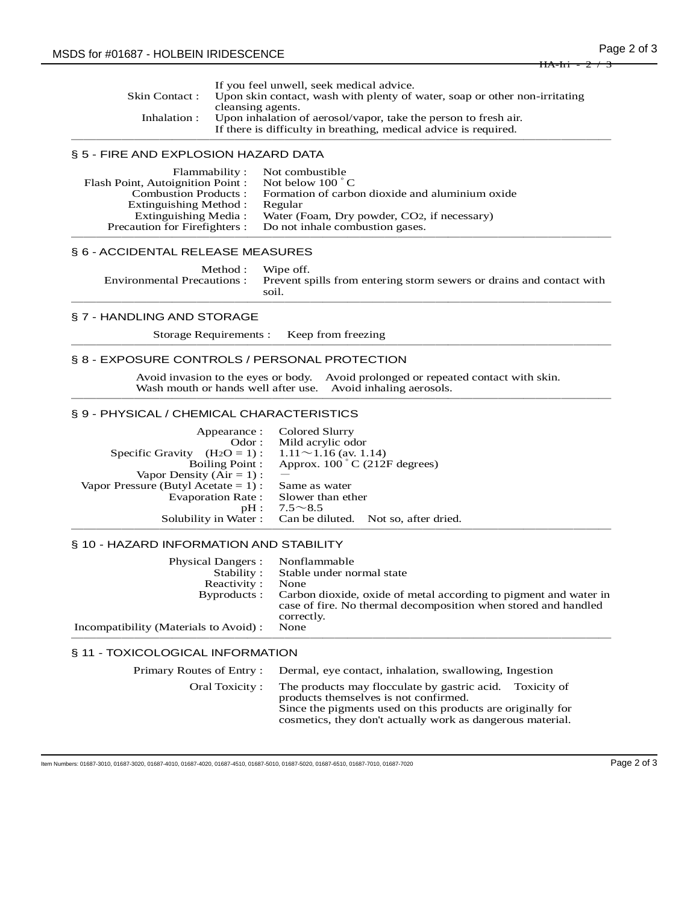| | |
|---|---|
| | If you feel unwell, seek medical advice. |
| Skin Contact : | Upon skin contact, wash with plenty of water, soap or other non-irritating cleansing agents. |
| Inhalation : | Upon inhalation of aerosol/vapor, take the person to fresh air. If there is difficulty in breathing, medical advice is required. |

## § 5 - FIRE AND EXPLOSION HAZARD DATA

| | |
|---|---|
| Flammability : | Not combustible |
| Flash Point, Autoignition Point : | Not below 100 ˚C |
| Combustion Products : | Formation of carbon dioxide and aluminium oxide |
| Extinguishing Method : | Regular |
| Extinguishing Media : | Water (Foam, Dry powder, $CO_2$, if necessary) |
| Precaution for Firefighters : | Do not inhale combustion gases. |

## § 6 - ACCIDENTAL RELEASE MEASURES

| | |
|---|---|
| Method : | Wipe off. |
| Environmental Precautions : | Prevent spills from entering storm sewers or drains and contact with soil. |

## § 7 - HANDLING AND STORAGE

| | |
|---|---|
| Storage Requirements : | Keep from freezing |

## § 8 - EXPOSURE CONTROLS / PERSONAL PROTECTION

Avoid invasion to the eyes or body. Avoid prolonged or repeated contact with skin.
Wash mouth or hands well after use. Avoid inhaling aerosols.

## § 9 - PHYSICAL / CHEMICAL CHARACTERISTICS

| | |
|---|---|
| Appearance : | Colored Slurry |
| Odor : | Mild acrylic odor |
| Specific Gravity ($H_2O$ = 1) : | 1.11～1.16 (av. 1.14) |
| Boiling Point : | Approx. 100 ˚C (212F degrees) |
| Vapor Density (Air = 1) : | ― |
| Vapor Pressure (Butyl Acetate = 1) : | Same as water |
| Evaporation Rate : | Slower than ether |
| pH : | 7.5～8.5 |
| Solubility in Water : | Can be diluted. Not so, after dried. |

## § 10 - HAZARD INFORMATION AND STABILITY

| | |
|---|---|
| Physical Dangers : | Nonflammable |
| Stability : | Stable under normal state |
| Reactivity : | None |
| Byproducts : | Carbon dioxide, oxide of metal according to pigment and water in case of fire. No thermal decomposition when stored and handled correctly. |
| Incompatibility (Materials to Avoid) : | None |

## § 11 - TOXICOLOGICAL INFORMATION

| | |
|---|---|
| Primary Routes of Entry : | Dermal, eye contact, inhalation, swallowing, Ingestion |
| Oral Toxicity : | The products may flocculate by gastric acid. Toxicity of products themselves is not confirmed. Since the pigments used on this products are originally for cosmetics, they don't actually work as dangerous material. |

Item Numbers: 01687-3010, 01687-3020, 01687-4010, 01687-4020, 01687-4510, 01687-5010, 01687-5020, 01687-6510, 01687-7010, 01687-7020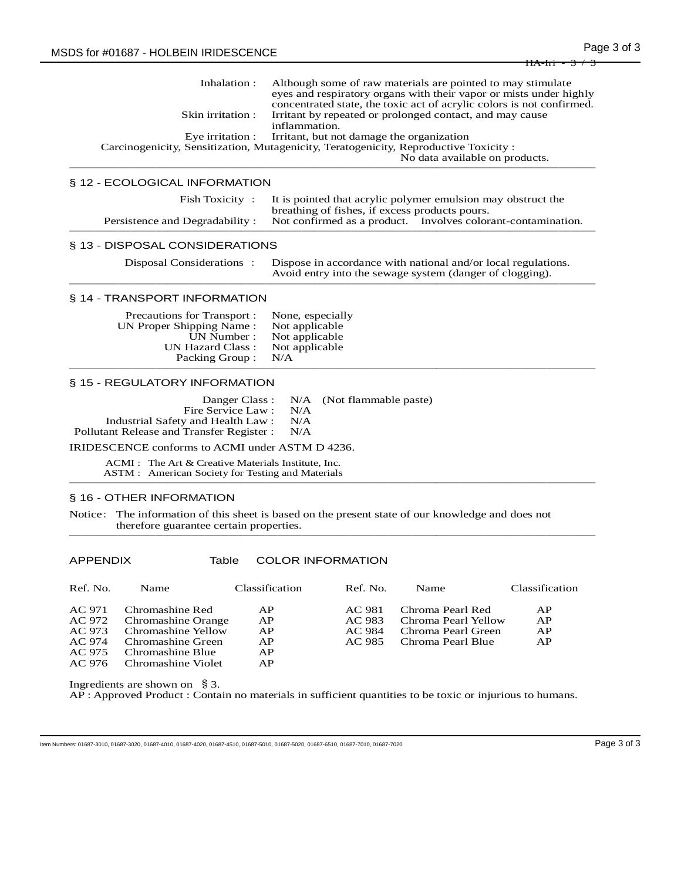Inhalation : Although some of raw materials are pointed to may stimulate eyes and respiratory organs with their vapor or mists under highly concentrated state, the toxic act of acrylic colors is not confirmed.

Skin irritation : Irritant by repeated or prolonged contact, and may cause inflammation.

Eye irritation : Irritant, but not damage the organization

Carcinogenicity, Sensitization, Mutagenicity, Teratogenicity, Reproductive Toxicity : No data available on products.

## § 12 - ECOLOGICAL INFORMATION

Fish Toxicity : It is pointed that acrylic polymer emulsion may obstruct the breathing of fishes, if excess products pours.

Persistence and Degradability : Not confirmed as a product. Involves colorant-contamination.

## § 13 - DISPOSAL CONSIDERATIONS

Disposal Considerations : Dispose in accordance with national and/or local regulations. Avoid entry into the sewage system (danger of clogging).

## § 14 - TRANSPORT INFORMATION

Precautions for Transport : None, especially
UN Proper Shipping Name : Not applicable
UN Number : Not applicable
UN Hazard Class : Not applicable
Packing Group : N/A

## § 15 - REGULATORY INFORMATION

Danger Class : N/A (Not flammable paste)
Fire Service Law : N/A
Industrial Safety and Health Law : N/A
Pollutant Release and Transfer Register : N/A

IRIDESCENCE conforms to ACMI under ASTM D 4236.

ACMI : The Art & Creative Materials Institute, Inc.
ASTM : American Society for Testing and Materials

## § 16 - OTHER INFORMATION

Notice: The information of this sheet is based on the present state of our knowledge and does not therefore guarantee certain properties.

## APPENDIX Table COLOR INFORMATION

| Ref. No. | Name | Classification | Ref. No. | Name | Classification |
|---|---|---|---|---|---|
| AC 971 | Chromashine Red | AP | AC 981 | Chroma Pearl Red | AP |
| AC 972 | Chromashine Orange | AP | AC 983 | Chroma Pearl Yellow | AP |
| AC 973 | Chromashine Yellow | AP | AC 984 | Chroma Pearl Green | AP |
| AC 974 | Chromashine Green | AP | AC 985 | Chroma Pearl Blue | AP |
| AC 975 | Chromashine Blue | AP | | | |
| AC 976 | Chromashine Violet | AP | | | |

Ingredients are shown on § 3.

AP : Approved Product : Contain no materials in sufficient quantities to be toxic or injurious to humans.

Item Numbers: 01687-3010, 01687-3020, 01687-4010, 01687-4020, 01687-4510, 01687-5010, 01687-5020, 01687-6510, 01687-7010, 01687-7020